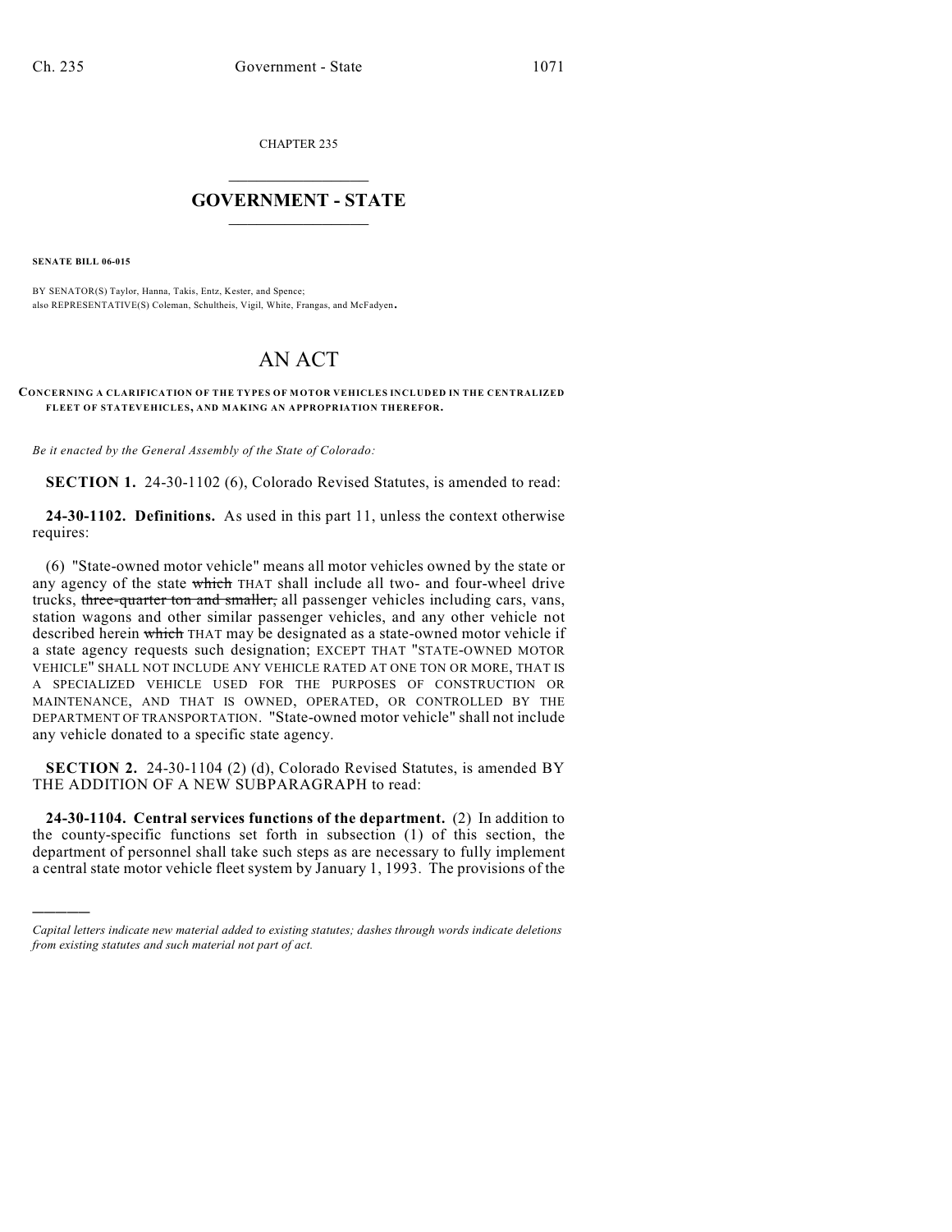CHAPTER 235

# GOVERNMENT - STATE

**SENATE BILL 06-015**

BY SENATOR(S) Taylor, Hanna, Takis, Entz, Kester, and Spence;
also REPRESENTATIVE(S) Coleman, Schultheis, Vigil, White, Frangas, and McFadyen.

# AN ACT

**CONCERNING A CLARIFICATION OF THE TYPES OF MOTOR VEHICLES INCLUDED IN THE CENTRALIZED FLEET OF STATE VEHICLES, AND MAKING AN APPROPRIATION THEREFOR.**

*Be it enacted by the General Assembly of the State of Colorado:*

**SECTION 1.** 24-30-1102 (6), Colorado Revised Statutes, is amended to read:

**24-30-1102. Definitions.** As used in this part 11, unless the context otherwise requires:

(6) "State-owned motor vehicle" means all motor vehicles owned by the state or any agency of the state ~~which~~ THAT shall include all two- and four-wheel drive trucks, ~~three-quarter ton and smaller,~~ all passenger vehicles including cars, vans, station wagons and other similar passenger vehicles, and any other vehicle not described herein ~~which~~ THAT may be designated as a state-owned motor vehicle if a state agency requests such designation; EXCEPT THAT "STATE-OWNED MOTOR VEHICLE" SHALL NOT INCLUDE ANY VEHICLE RATED AT ONE TON OR MORE, THAT IS A SPECIALIZED VEHICLE USED FOR THE PURPOSES OF CONSTRUCTION OR MAINTENANCE, AND THAT IS OWNED, OPERATED, OR CONTROLLED BY THE DEPARTMENT OF TRANSPORTATION. "State-owned motor vehicle" shall not include any vehicle donated to a specific state agency.

**SECTION 2.** 24-30-1104 (2) (d), Colorado Revised Statutes, is amended BY THE ADDITION OF A NEW SUBPARAGRAPH to read:

**24-30-1104. Central services functions of the department.** (2) In addition to the county-specific functions set forth in subsection (1) of this section, the department of personnel shall take such steps as are necessary to fully implement a central state motor vehicle fleet system by January 1, 1993. The provisions of the

---

*Capital letters indicate new material added to existing statutes; dashes through words indicate deletions from existing statutes and such material not part of act.*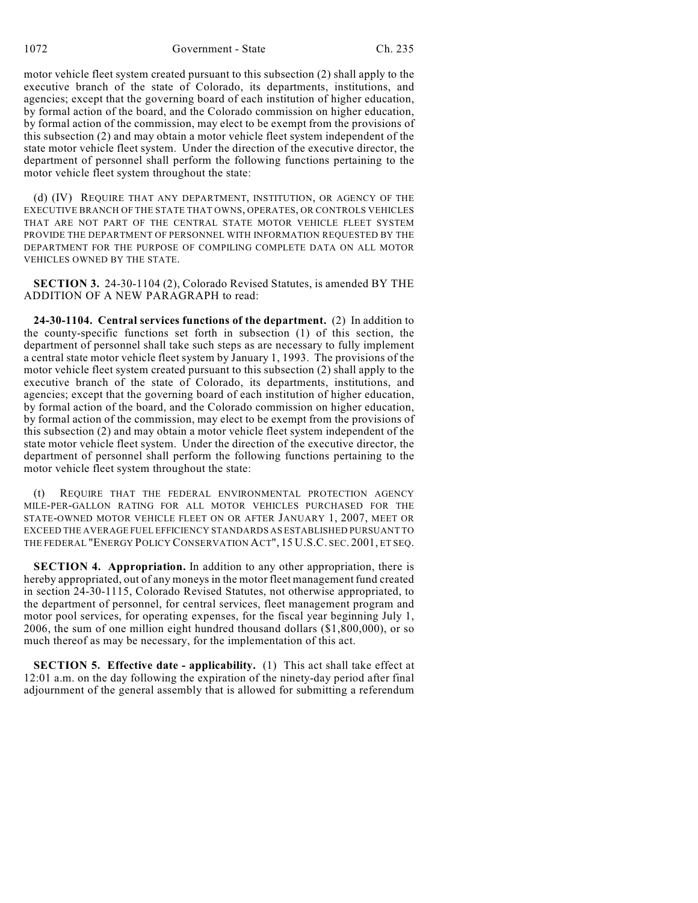motor vehicle fleet system created pursuant to this subsection (2) shall apply to the executive branch of the state of Colorado, its departments, institutions, and agencies; except that the governing board of each institution of higher education, by formal action of the board, and the Colorado commission on higher education, by formal action of the commission, may elect to be exempt from the provisions of this subsection (2) and may obtain a motor vehicle fleet system independent of the state motor vehicle fleet system. Under the direction of the executive director, the department of personnel shall perform the following functions pertaining to the motor vehicle fleet system throughout the state:

(d) (IV) REQUIRE THAT ANY DEPARTMENT, INSTITUTION, OR AGENCY OF THE EXECUTIVE BRANCH OF THE STATE THAT OWNS, OPERATES, OR CONTROLS VEHICLES THAT ARE NOT PART OF THE CENTRAL STATE MOTOR VEHICLE FLEET SYSTEM PROVIDE THE DEPARTMENT OF PERSONNEL WITH INFORMATION REQUESTED BY THE DEPARTMENT FOR THE PURPOSE OF COMPILING COMPLETE DATA ON ALL MOTOR VEHICLES OWNED BY THE STATE.

**SECTION 3.** 24-30-1104 (2), Colorado Revised Statutes, is amended BY THE ADDITION OF A NEW PARAGRAPH to read:

**24-30-1104. Central services functions of the department.** (2) In addition to the county-specific functions set forth in subsection (1) of this section, the department of personnel shall take such steps as are necessary to fully implement a central state motor vehicle fleet system by January 1, 1993. The provisions of the motor vehicle fleet system created pursuant to this subsection (2) shall apply to the executive branch of the state of Colorado, its departments, institutions, and agencies; except that the governing board of each institution of higher education, by formal action of the board, and the Colorado commission on higher education, by formal action of the commission, may elect to be exempt from the provisions of this subsection (2) and may obtain a motor vehicle fleet system independent of the state motor vehicle fleet system. Under the direction of the executive director, the department of personnel shall perform the following functions pertaining to the motor vehicle fleet system throughout the state:

(t) REQUIRE THAT THE FEDERAL ENVIRONMENTAL PROTECTION AGENCY MILE-PER-GALLON RATING FOR ALL MOTOR VEHICLES PURCHASED FOR THE STATE-OWNED MOTOR VEHICLE FLEET ON OR AFTER JANUARY 1, 2007, MEET OR EXCEED THE AVERAGE FUEL EFFICIENCY STANDARDS AS ESTABLISHED PURSUANT TO THE FEDERAL "ENERGY POLICY CONSERVATION ACT", 15 U.S.C. SEC. 2001, ET SEQ.

**SECTION 4. Appropriation.** In addition to any other appropriation, there is hereby appropriated, out of any moneys in the motor fleet management fund created in section 24-30-1115, Colorado Revised Statutes, not otherwise appropriated, to the department of personnel, for central services, fleet management program and motor pool services, for operating expenses, for the fiscal year beginning July 1, 2006, the sum of one million eight hundred thousand dollars ($1,800,000), or so much thereof as may be necessary, for the implementation of this act.

**SECTION 5. Effective date - applicability.** (1) This act shall take effect at 12:01 a.m. on the day following the expiration of the ninety-day period after final adjournment of the general assembly that is allowed for submitting a referendum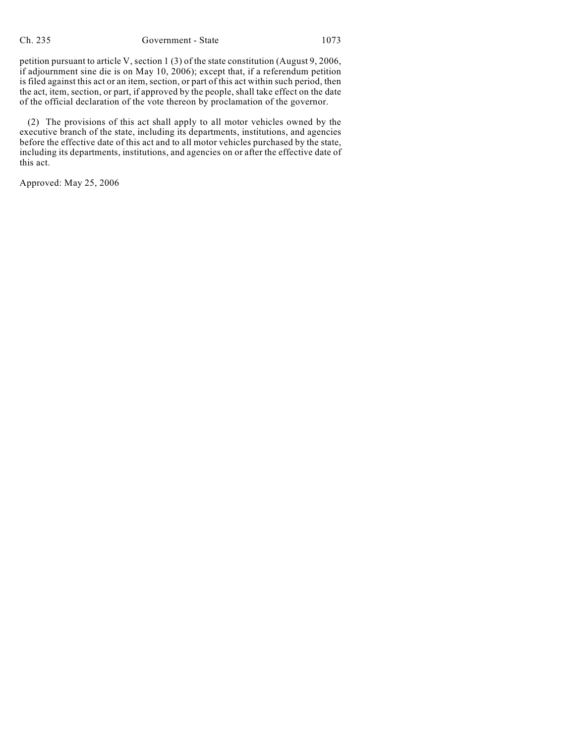petition pursuant to article V, section 1 (3) of the state constitution (August 9, 2006, if adjournment sine die is on May 10, 2006); except that, if a referendum petition is filed against this act or an item, section, or part of this act within such period, then the act, item, section, or part, if approved by the people, shall take effect on the date of the official declaration of the vote thereon by proclamation of the governor.

(2) The provisions of this act shall apply to all motor vehicles owned by the executive branch of the state, including its departments, institutions, and agencies before the effective date of this act and to all motor vehicles purchased by the state, including its departments, institutions, and agencies on or after the effective date of this act.

Approved: May 25, 2006